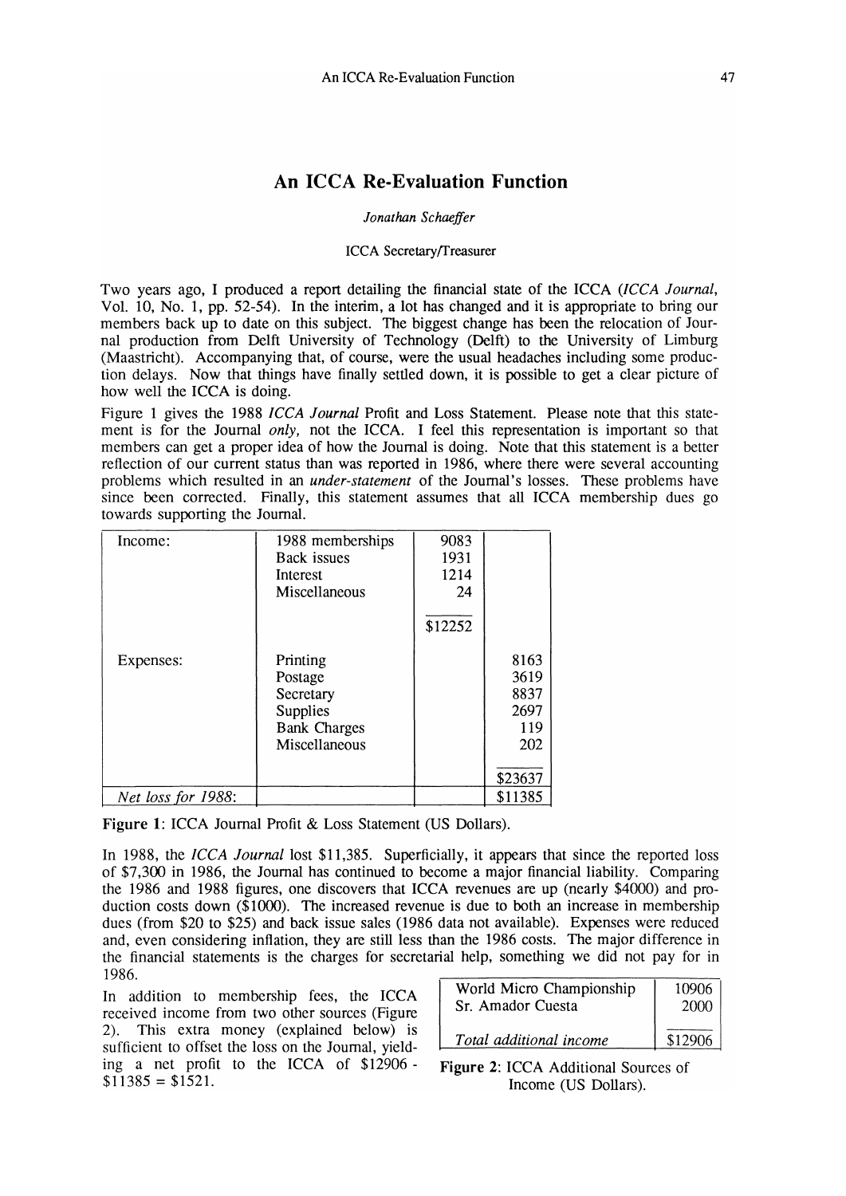# An ICCA Re-Evaluation Function

*Jonathan Schaeffer*

ICCA Secretary/Treasurer

Two years ago, I produced a report detailing the financial state of the ICCA (*ICCA Journal*, Vol. 10, No. 1, pp. 52-54). In the interim, a lot has changed and it is appropriate to bring our members back up to date on this subject. The biggest change has been the relocation of Journal production from Delft University of Technology (Delft) to the University of Limburg (Maastricht). Accompanying that, of course, were the usual headaches including some production delays. Now that things have finally settled down, it is possible to get a clear picture of how well the ICCA is doing.

Figure 1 gives the 1988 *ICCA Journal* Profit and Loss Statement. Please note that this statement is for the Journal *only*, not the ICCA. I feel this representation is important so that members can get a proper idea of how the Journal is doing. Note that this statement is a better reflection of our current status than was reported in 1986, where there were several accounting problems which resulted in an <u>under-statement</u> of the Journal's losses. These problems have since been corrected. Finally, this statement assumes that all ICCA membership dues go towards supporting the Journal.

| | | | |
|---|---|---|---|
| Income: | 1988 memberships | 9083 | |
| | Back issues | 1931 | |
| | Interest | 1214 | |
| | Miscellaneous | 24 | |
| | | $12252 | |
| Expenses: | Printing | | 8163 |
| | Postage | | 3619 |
| | Secretary | | 8837 |
| | Supplies | | 2697 |
| | Bank Charges | | 119 |
| | Miscellaneous | | 202 |
| | | | $23637 |
| *Net loss for 1988*: | | | $11385 |

**Figure 1**: ICCA Journal Profit & Loss Statement (US Dollars).

In 1988, the *ICCA Journal* lost $11,385. Superficially, it appears that since the reported loss of $7,300 in 1986, the Journal has continued to become a major financial liability. Comparing the 1986 and 1988 figures, one discovers that ICCA revenues are up (nearly $4000) and production costs down ($1000). The increased revenue is due to both an increase in membership dues (from $20 to $25) and back issue sales (1986 data not available). Expenses were reduced and, even considering inflation, they are still less than the 1986 costs. The major difference in the financial statements is the charges for secretarial help, something we did not pay for in 1986.

In addition to membership fees, the ICCA received income from two other sources (Figure 2). This extra money (explained below) is sufficient to offset the loss on the Journal, yielding a net profit to the ICCA of $12906 - $11385 = $1521.

| | |
|---|---|
| World Micro Championship | 10906 |
| Sr. Amador Cuesta | 2000 |
| *Total additional income* | $12906 |

**Figure 2**: ICCA Additional Sources of Income (US Dollars).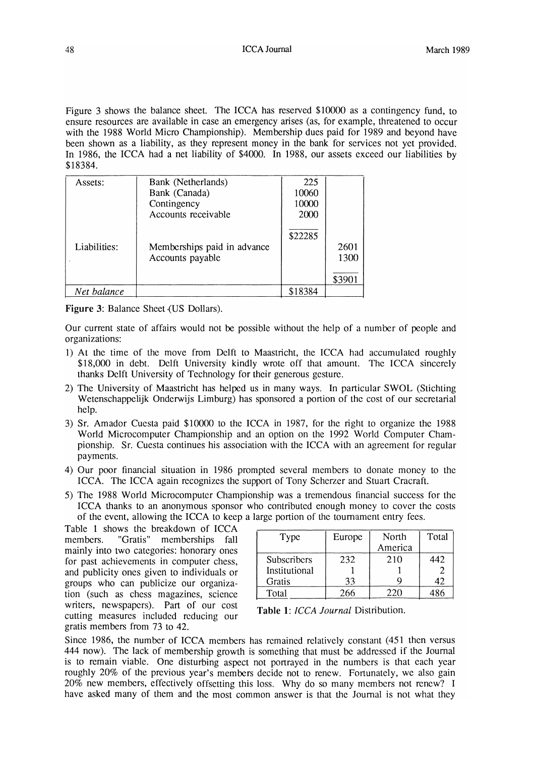Figure 3 shows the balance sheet. The ICCA has reserved \$10000 as a contingency fund, to ensure resources are available in case an emergency arises (as, for example, threatened to occur with the 1988 World Micro Championship). Membership dues paid for 1989 and beyond have been shown as a liability, as they represent money in the bank for services not yet provided. In 1986, the ICCA had a net liability of \$4000. In 1988, our assets exceed our liabilities by \$18384.

| | | | |
|---|---|---|---|
| Assets: | Bank (Netherlands) | 225 | |
| | Bank (Canada) | 10060 | |
| | Contingency | 10000 | |
| | Accounts receivable | 2000 | |
| | | \$22285 | |
| Liabilities: | Memberships paid in advance | | 2601 |
| | Accounts payable | | 1300 |
| | | | \$3901 |
| *Net balance* | | \$18384 | |

**Figure 3**: Balance Sheet (US Dollars).

Our current state of affairs would not be possible without the help of a number of people and organizations:

1) At the time of the move from Delft to Maastricht, the ICCA had accumulated roughly \$18,000 in debt. Delft University kindly wrote off that amount. The ICCA sincerely thanks Delft University of Technology for their generous gesture.
2) The University of Maastricht has helped us in many ways. In particular SWOL (Stichting Wetenschappelijk Onderwijs Limburg) has sponsored a portion of the cost of our secretarial help.
3) Sr. Amador Cuesta paid \$10000 to the ICCA in 1987, for the right to organize the 1988 World Microcomputer Championship and an option on the 1992 World Computer Championship. Sr. Cuesta continues his association with the ICCA with an agreement for regular payments.
4) Our poor financial situation in 1986 prompted several members to donate money to the ICCA. The ICCA again recognizes the support of Tony Scherzer and Stuart Cracraft.
5) The 1988 World Microcomputer Championship was a tremendous financial success for the ICCA thanks to an anonymous sponsor who contributed enough money to cover the costs of the event, allowing the ICCA to keep a large portion of the tournament entry fees.

Table 1 shows the breakdown of ICCA members. "Gratis" memberships fall mainly into two categories: honorary ones for past achievements in computer chess, and publicity ones given to individuals or groups who can publicize our organization (such as chess magazines, science writers, newspapers). Part of our cost cutting measures included reducing our gratis members from 73 to 42.

| Type | Europe | North America | Total |
|---|---|---|---|
| Subscribers | 232 | 210 | 442 |
| Institutional | 1 | 1 | 2 |
| Gratis | 33 | 9 | 42 |
| Total | 266 | 220 | 486 |

**Table 1**: *ICCA Journal* Distribution.

Since 1986, the number of ICCA members has remained relatively constant (451 then versus 444 now). The lack of membership growth is something that must be addressed if the Journal is to remain viable. One disturbing aspect not portrayed in the numbers is that each year roughly 20% of the previous year's members decide not to renew. Fortunately, we also gain 20% new members, effectively offsetting this loss. Why do so many members not renew? I have asked many of them and the most common answer is that the Journal is not what they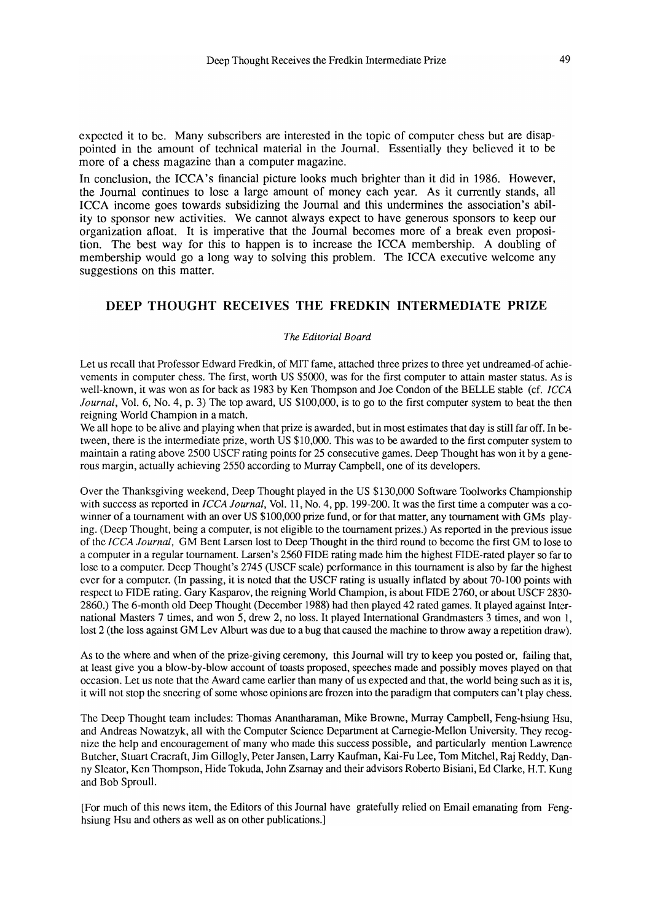expected it to be. Many subscribers are interested in the topic of computer chess but are disappointed in the amount of technical material in the Journal. Essentially they believed it to be more of a chess magazine than a computer magazine.

In conclusion, the ICCA's financial picture looks much brighter than it did in 1986. However, the Journal continues to lose a large amount of money each year. As it currently stands, all ICCA income goes towards subsidizing the Journal and this undermines the association's ability to sponsor new activities. We cannot always expect to have generous sponsors to keep our organization afloat. It is imperative that the Journal becomes more of a break even proposition. The best way for this to happen is to increase the ICCA membership. A doubling of membership would go a long way to solving this problem. The ICCA executive welcome any suggestions on this matter.

## DEEP THOUGHT RECEIVES THE FREDKIN INTERMEDIATE PRIZE

*The Editorial Board*

Let us recall that Professor Edward Fredkin, of MIT fame, attached three prizes to three yet undreamed-of achievements in computer chess. The first, worth US $5000, was for the first computer to attain master status. As is well-known, it was won as for back as 1983 by Ken Thompson and Joe Condon of the BELLE stable (cf. *ICCA Journal*, Vol. 6, No. 4, p. 3) The top award, US $100,000, is to go to the first computer system to beat the then reigning World Champion in a match.

We all hope to be alive and playing when that prize is awarded, but in most estimates that day is still far off. In between, there is the intermediate prize, worth US $10,000. This was to be awarded to the first computer system to maintain a rating above 2500 USCF rating points for 25 consecutive games. Deep Thought has won it by a generous margin, actually achieving 2550 according to Murray Campbell, one of its developers.

Over the Thanksgiving weekend, Deep Thought played in the US $130,000 Software Toolworks Championship with success as reported in *ICCA Journal*, Vol. 11, No. 4, pp. 199-200. It was the first time a computer was a co-winner of a tournament with an over US $100,000 prize fund, or for that matter, any tournament with GMs playing. (Deep Thought, being a computer, is not eligible to the tournament prizes.) As reported in the previous issue of the *ICCA Journal*, GM Bent Larsen lost to Deep Thought in the third round to become the first GM to lose to a computer in a regular tournament. Larsen's 2560 FIDE rating made him the highest FIDE-rated player so far to lose to a computer. Deep Thought's 2745 (USCF scale) performance in this tournament is also by far the highest ever for a computer. (In passing, it is noted that the USCF rating is usually inflated by about 70-100 points with respect to FIDE rating. Gary Kasparov, the reigning World Champion, is about FIDE 2760, or about USCF 2830-2860.) The 6-month old Deep Thought (December 1988) had then played 42 rated games. It played against International Masters 7 times, and won 5, drew 2, no loss. It played International Grandmasters 3 times, and won 1, lost 2 (the loss against GM Lev Alburt was due to a bug that caused the machine to throw away a repetition draw).

As to the where and when of the prize-giving ceremony, this Journal will try to keep you posted or, failing that, at least give you a blow-by-blow account of toasts proposed, speeches made and possibly moves played on that occasion. Let us note that the Award came earlier than many of us expected and that, the world being such as it is, it will not stop the sneering of some whose opinions are frozen into the paradigm that computers can't play chess.

The Deep Thought team includes: Thomas Anantharaman, Mike Browne, Murray Campbell, Feng-hsiung Hsu, and Andreas Nowatzyk, all with the Computer Science Department at Carnegie-Mellon University. They recognize the help and encouragement of many who made this success possible, and particularly mention Lawrence Butcher, Stuart Cracraft, Jim Gillogly, Peter Jansen, Larry Kaufman, Kai-Fu Lee, Tom Mitchel, Raj Reddy, Danny Sleator, Ken Thompson, Hide Tokuda, John Zsarnay and their advisors Roberto Bisiani, Ed Clarke, H.T. Kung and Bob Sproull.

[For much of this news item, the Editors of this Journal have gratefully relied on Email emanating from Feng-hsiung Hsu and others as well as on other publications.]